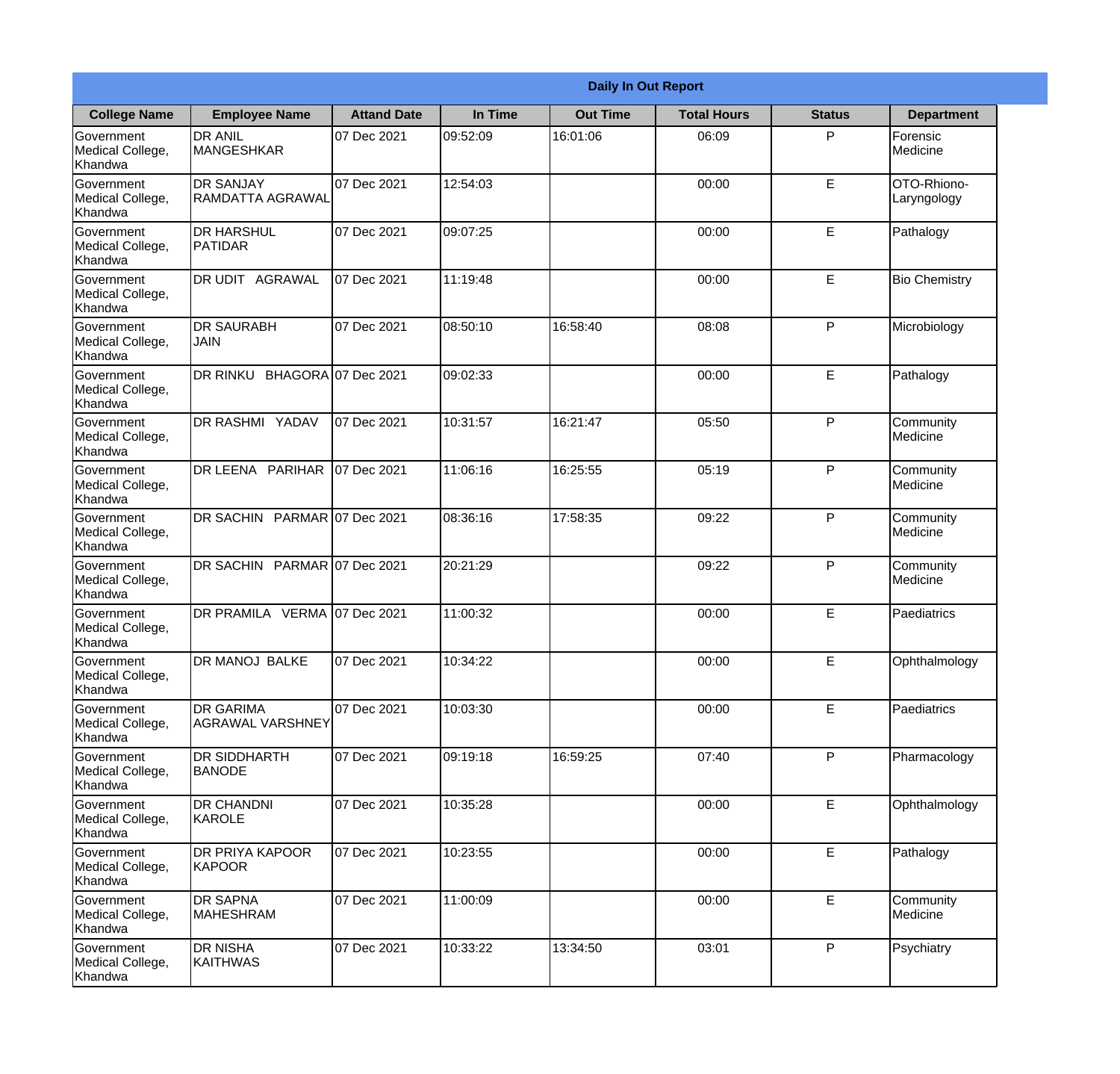## Daily In Out Report

| College Name | Employee Name | Attand Date | In Time | Out Time | Total Hours | Status | Department |
|---|---|---|---|---|---|---|---|
| Government Medical College, Khandwa | DR ANIL MANGESHKAR | 07 Dec 2021 | 09:52:09 | 16:01:06 | 06:09 | P | Forensic Medicine |
| Government Medical College, Khandwa | DR SANJAY RAMDATTA AGRAWAL | 07 Dec 2021 | 12:54:03 | | 00:00 | E | OTO-Rhiono-Laryngology |
| Government Medical College, Khandwa | DR HARSHUL PATIDAR | 07 Dec 2021 | 09:07:25 | | 00:00 | E | Pathalogy |
| Government Medical College, Khandwa | DR UDIT AGRAWAL | 07 Dec 2021 | 11:19:48 | | 00:00 | E | Bio Chemistry |
| Government Medical College, Khandwa | DR SAURABH JAIN | 07 Dec 2021 | 08:50:10 | 16:58:40 | 08:08 | P | Microbiology |
| Government Medical College, Khandwa | DR RINKU BHAGORA | 07 Dec 2021 | 09:02:33 | | 00:00 | E | Pathalogy |
| Government Medical College, Khandwa | DR RASHMI YADAV | 07 Dec 2021 | 10:31:57 | 16:21:47 | 05:50 | P | Community Medicine |
| Government Medical College, Khandwa | DR LEENA PARIHAR | 07 Dec 2021 | 11:06:16 | 16:25:55 | 05:19 | P | Community Medicine |
| Government Medical College, Khandwa | DR SACHIN PARMAR | 07 Dec 2021 | 08:36:16 | 17:58:35 | 09:22 | P | Community Medicine |
| Government Medical College, Khandwa | DR SACHIN PARMAR | 07 Dec 2021 | 20:21:29 | | 09:22 | P | Community Medicine |
| Government Medical College, Khandwa | DR PRAMILA VERMA | 07 Dec 2021 | 11:00:32 | | 00:00 | E | Paediatrics |
| Government Medical College, Khandwa | DR MANOJ BALKE | 07 Dec 2021 | 10:34:22 | | 00:00 | E | Ophthalmology |
| Government Medical College, Khandwa | DR GARIMA AGRAWAL VARSHNEY | 07 Dec 2021 | 10:03:30 | | 00:00 | E | Paediatrics |
| Government Medical College, Khandwa | DR SIDDHARTH BANODE | 07 Dec 2021 | 09:19:18 | 16:59:25 | 07:40 | P | Pharmacology |
| Government Medical College, Khandwa | DR CHANDNI KAROLE | 07 Dec 2021 | 10:35:28 | | 00:00 | E | Ophthalmology |
| Government Medical College, Khandwa | DR PRIYA KAPOOR KAPOOR | 07 Dec 2021 | 10:23:55 | | 00:00 | E | Pathalogy |
| Government Medical College, Khandwa | DR SAPNA MAHESHRAM | 07 Dec 2021 | 11:00:09 | | 00:00 | E | Community Medicine |
| Government Medical College, Khandwa | DR NISHA KAITHWAS | 07 Dec 2021 | 10:33:22 | 13:34:50 | 03:01 | P | Psychiatry |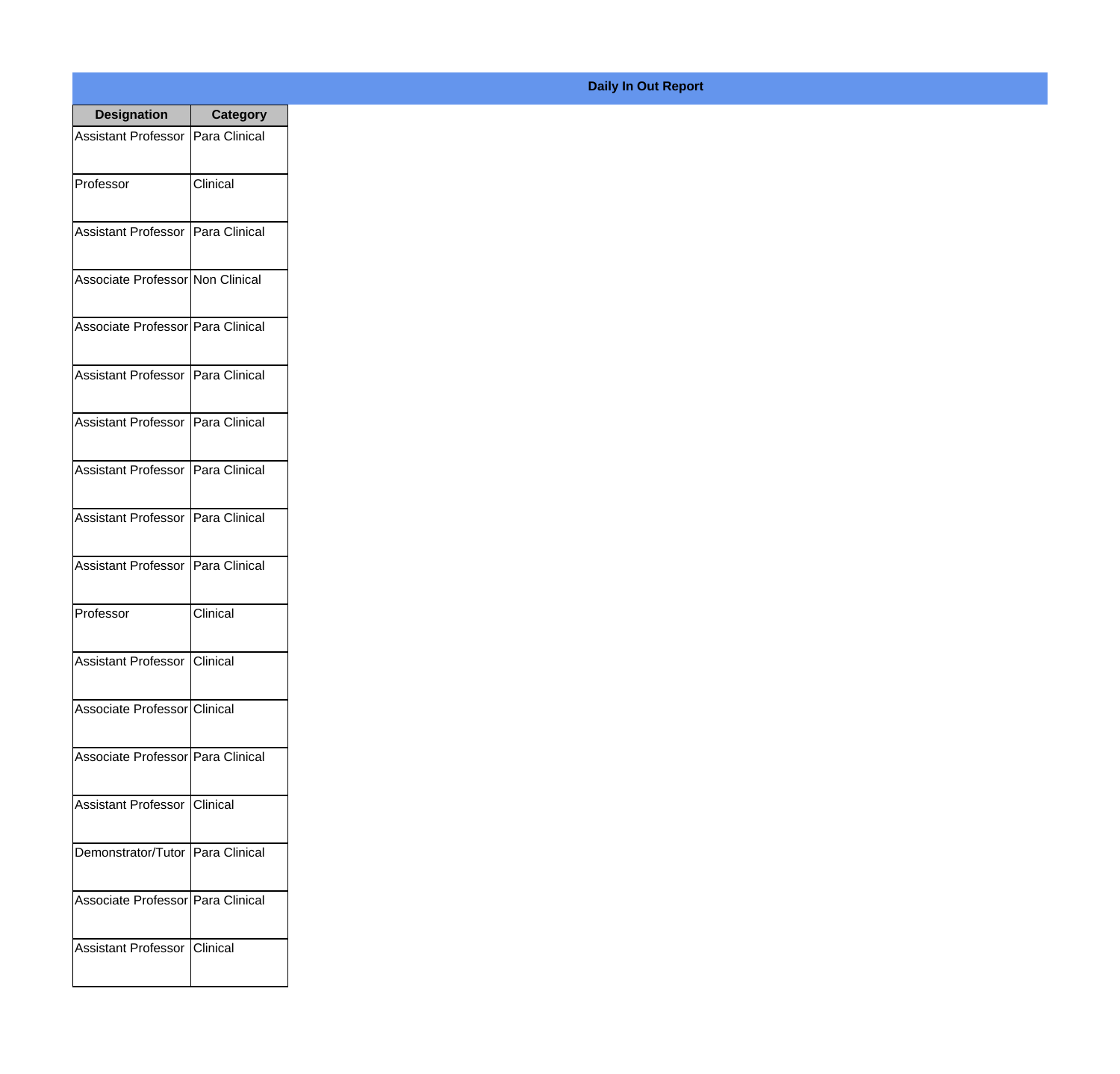**Daily In Out Report**

| Designation | Category |
| --- | --- |
| Assistant Professor | Para Clinical |
| Professor | Clinical |
| Assistant Professor | Para Clinical |
| Associate Professor | Non Clinical |
| Associate Professor | Para Clinical |
| Assistant Professor | Para Clinical |
| Assistant Professor | Para Clinical |
| Assistant Professor | Para Clinical |
| Assistant Professor | Para Clinical |
| Assistant Professor | Para Clinical |
| Professor | Clinical |
| Assistant Professor | Clinical |
| Associate Professor | Clinical |
| Associate Professor | Para Clinical |
| Assistant Professor | Clinical |
| Demonstrator/Tutor | Para Clinical |
| Associate Professor | Para Clinical |
| Assistant Professor | Clinical |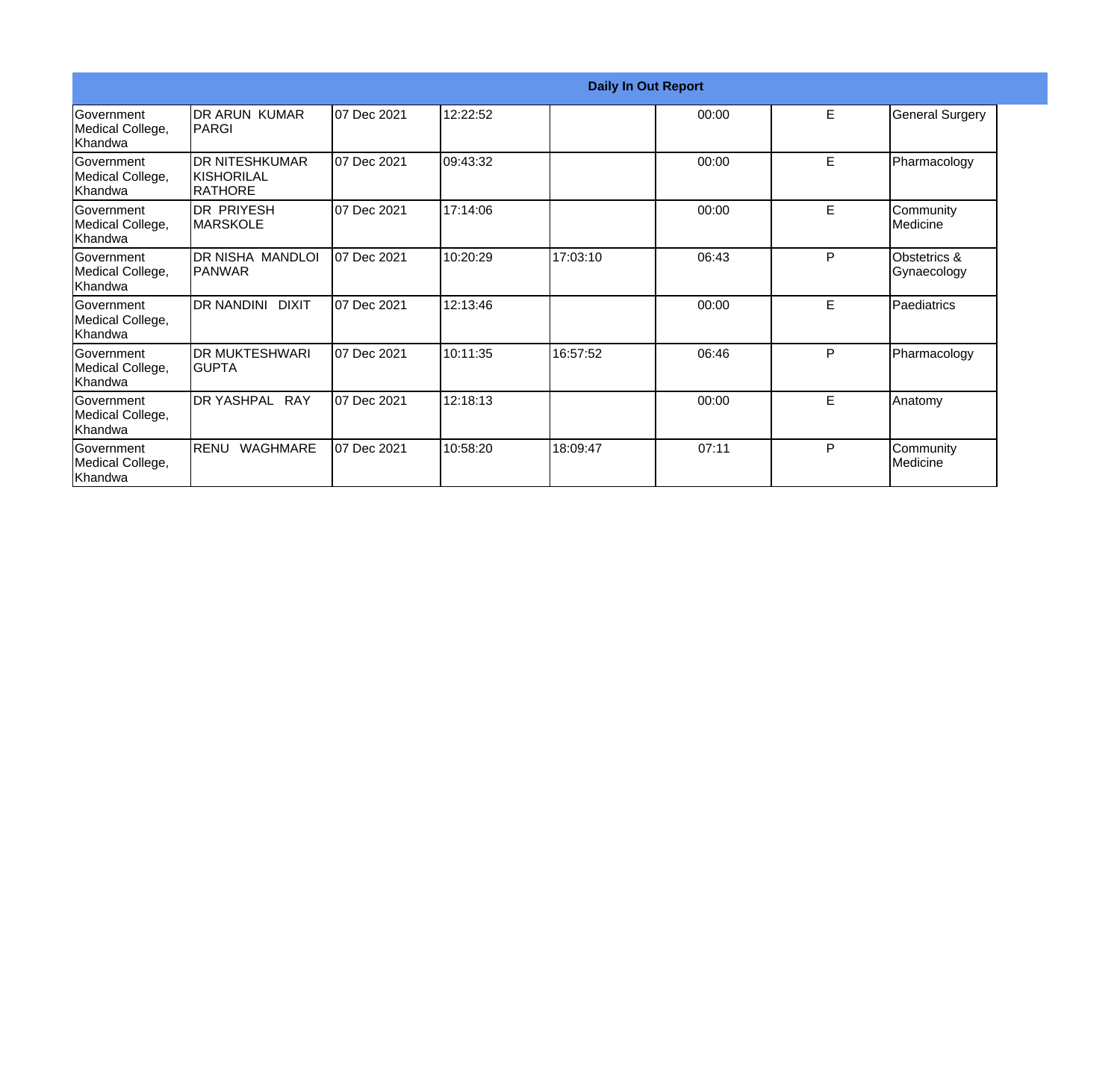| Daily In Out Report | | | | | | | |
|---|---|---|---|---|---|---|---|
| Government Medical College, Khandwa | DR ARUN KUMAR PARGI | 07 Dec 2021 | 12:22:52 | | 00:00 | E | General Surgery |
| Government Medical College, Khandwa | DR NITESHKUMAR KISHORILAL RATHORE | 07 Dec 2021 | 09:43:32 | | 00:00 | E | Pharmacology |
| Government Medical College, Khandwa | DR PRIYESH MARSKOLE | 07 Dec 2021 | 17:14:06 | | 00:00 | E | Community Medicine |
| Government Medical College, Khandwa | DR NISHA MANDLOI PANWAR | 07 Dec 2021 | 10:20:29 | 17:03:10 | 06:43 | P | Obstetrics & Gynaecology |
| Government Medical College, Khandwa | DR NANDINI DIXIT | 07 Dec 2021 | 12:13:46 | | 00:00 | E | Paediatrics |
| Government Medical College, Khandwa | DR MUKTESHWARI GUPTA | 07 Dec 2021 | 10:11:35 | 16:57:52 | 06:46 | P | Pharmacology |
| Government Medical College, Khandwa | DR YASHPAL RAY | 07 Dec 2021 | 12:18:13 | | 00:00 | E | Anatomy |
| Government Medical College, Khandwa | RENU WAGHMARE | 07 Dec 2021 | 10:58:20 | 18:09:47 | 07:11 | P | Community Medicine |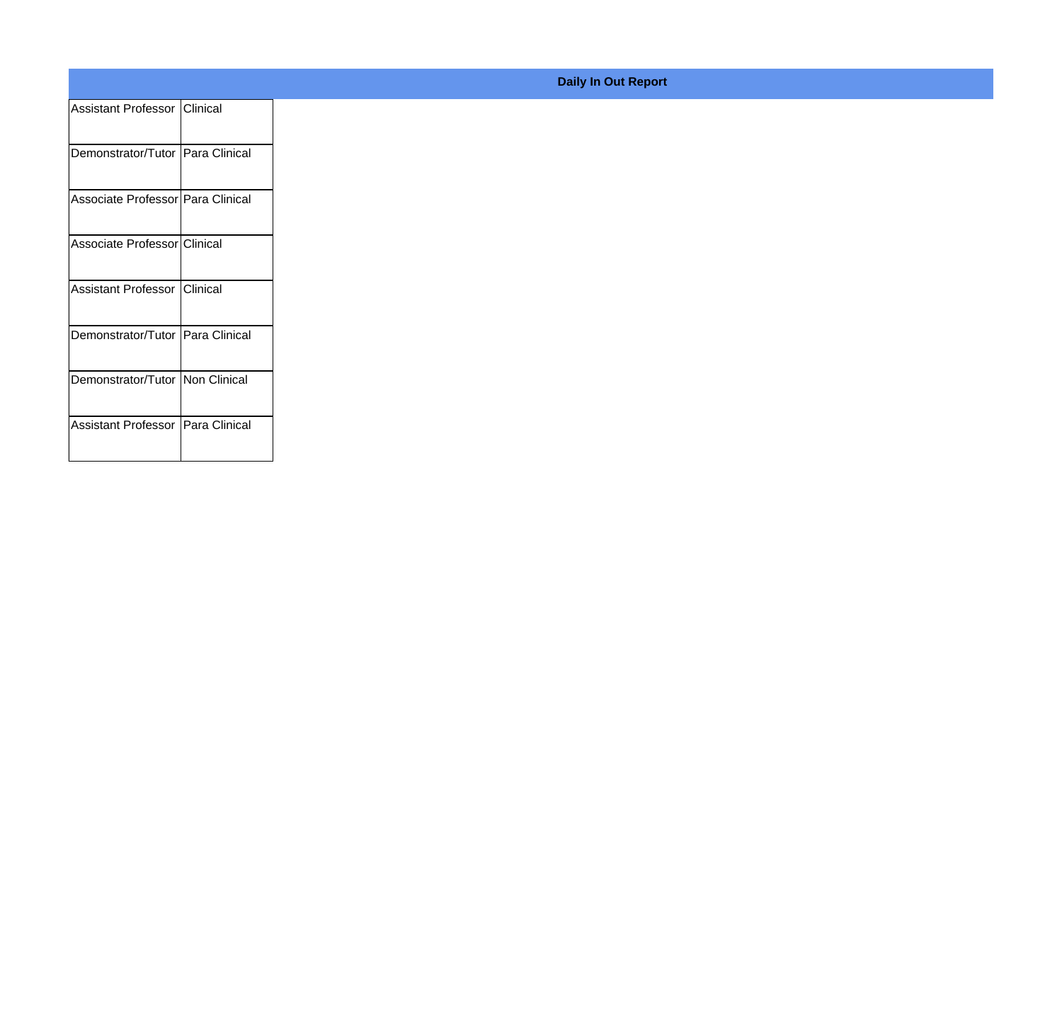**Daily In Out Report**

| | |
|---|---|
| Assistant Professor | Clinical |
| Demonstrator/Tutor | Para Clinical |
| Associate Professor | Para Clinical |
| Associate Professor | Clinical |
| Assistant Professor | Clinical |
| Demonstrator/Tutor | Para Clinical |
| Demonstrator/Tutor | Non Clinical |
| Assistant Professor | Para Clinical |